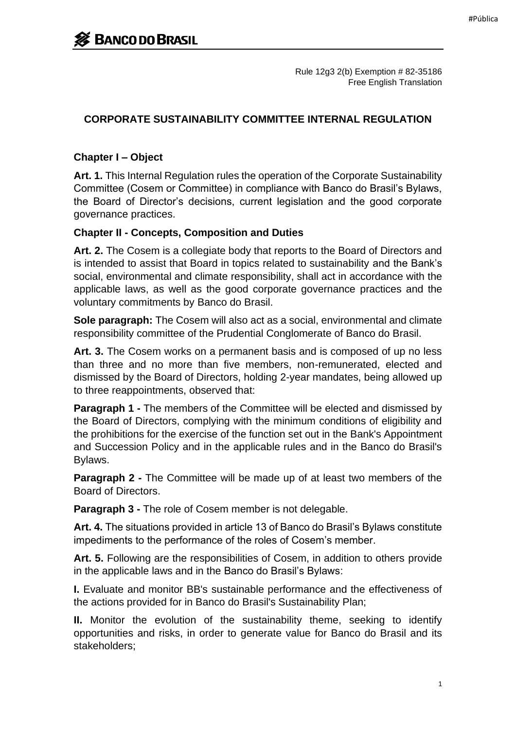Rule 12g3 2(b) Exemption # 82-35186
Free English Translation

# CORPORATE SUSTAINABILITY COMMITTEE INTERNAL REGULATION

## Chapter I – Object

**Art. 1.** This Internal Regulation rules the operation of the Corporate Sustainability Committee (Cosem or Committee) in compliance with Banco do Brasil's Bylaws, the Board of Director's decisions, current legislation and the good corporate governance practices.

## Chapter II - Concepts, Composition and Duties

**Art. 2.** The Cosem is a collegiate body that reports to the Board of Directors and is intended to assist that Board in topics related to sustainability and the Bank's social, environmental and climate responsibility, shall act in accordance with the applicable laws, as well as the good corporate governance practices and the voluntary commitments by Banco do Brasil.

**Sole paragraph:** The Cosem will also act as a social, environmental and climate responsibility committee of the Prudential Conglomerate of Banco do Brasil.

**Art. 3.** The Cosem works on a permanent basis and is composed of up no less than three and no more than five members, non-remunerated, elected and dismissed by the Board of Directors, holding 2-year mandates, being allowed up to three reappointments, observed that:

**Paragraph 1 -** The members of the Committee will be elected and dismissed by the Board of Directors, complying with the minimum conditions of eligibility and the prohibitions for the exercise of the function set out in the Bank's Appointment and Succession Policy and in the applicable rules and in the Banco do Brasil's Bylaws.

**Paragraph 2 -** The Committee will be made up of at least two members of the Board of Directors.

**Paragraph 3 -** The role of Cosem member is not delegable.

**Art. 4.** The situations provided in article 13 of Banco do Brasil's Bylaws constitute impediments to the performance of the roles of Cosem's member.

**Art. 5.** Following are the responsibilities of Cosem, in addition to others provide in the applicable laws and in the Banco do Brasil's Bylaws:

**I.** Evaluate and monitor BB's sustainable performance and the effectiveness of the actions provided for in Banco do Brasil's Sustainability Plan;

**II.** Monitor the evolution of the sustainability theme, seeking to identify opportunities and risks, in order to generate value for Banco do Brasil and its stakeholders;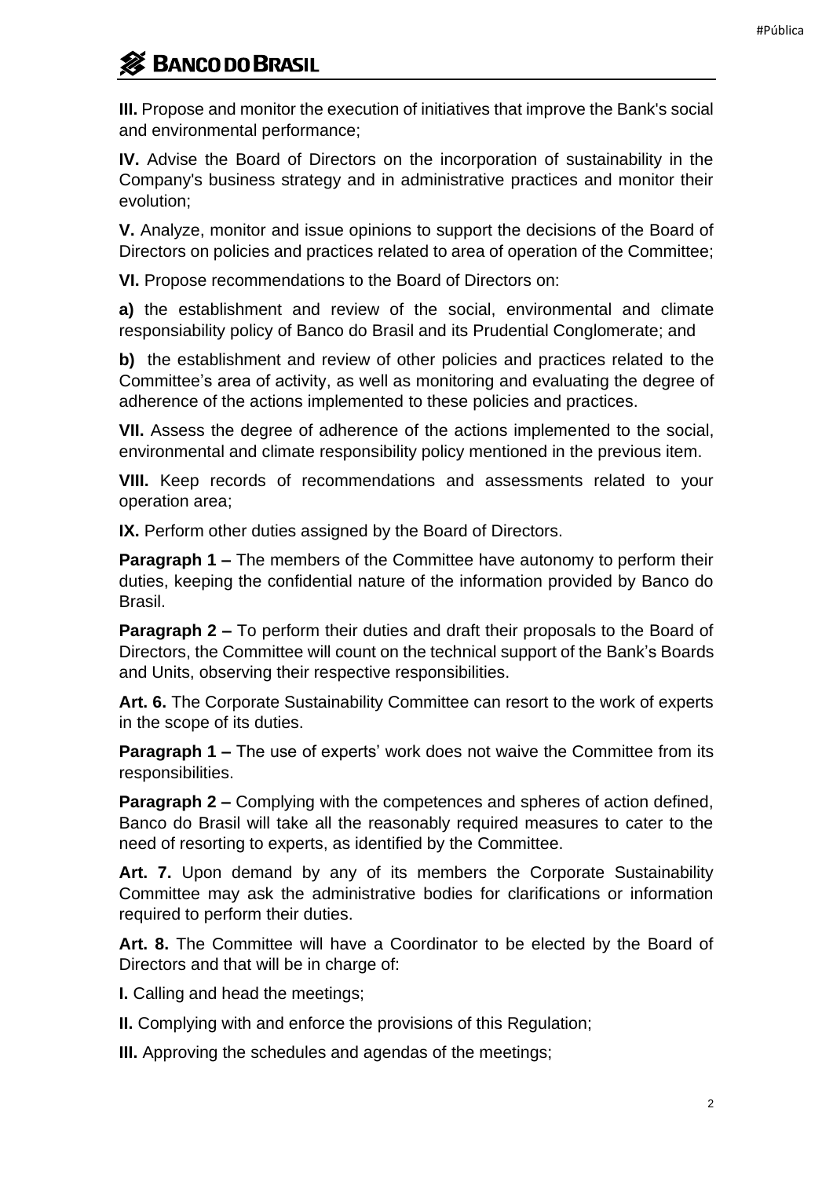**III.** Propose and monitor the execution of initiatives that improve the Bank's social and environmental performance;

**IV.** Advise the Board of Directors on the incorporation of sustainability in the Company's business strategy and in administrative practices and monitor their evolution;

**V.** Analyze, monitor and issue opinions to support the decisions of the Board of Directors on policies and practices related to area of operation of the Committee;

**VI.** Propose recommendations to the Board of Directors on:

**a)** the establishment and review of the social, environmental and climate responsiability policy of Banco do Brasil and its Prudential Conglomerate; and

**b)** the establishment and review of other policies and practices related to the Committee's area of activity, as well as monitoring and evaluating the degree of adherence of the actions implemented to these policies and practices.

**VII.** Assess the degree of adherence of the actions implemented to the social, environmental and climate responsibility policy mentioned in the previous item.

**VIII.** Keep records of recommendations and assessments related to your operation area;

**IX.** Perform other duties assigned by the Board of Directors.

**Paragraph 1 –** The members of the Committee have autonomy to perform their duties, keeping the confidential nature of the information provided by Banco do Brasil.

**Paragraph 2 –** To perform their duties and draft their proposals to the Board of Directors, the Committee will count on the technical support of the Bank's Boards and Units, observing their respective responsibilities.

**Art. 6.** The Corporate Sustainability Committee can resort to the work of experts in the scope of its duties.

**Paragraph 1 –** The use of experts' work does not waive the Committee from its responsibilities.

**Paragraph 2 –** Complying with the competences and spheres of action defined, Banco do Brasil will take all the reasonably required measures to cater to the need of resorting to experts, as identified by the Committee.

**Art. 7.** Upon demand by any of its members the Corporate Sustainability Committee may ask the administrative bodies for clarifications or information required to perform their duties.

**Art. 8.** The Committee will have a Coordinator to be elected by the Board of Directors and that will be in charge of:

**I.** Calling and head the meetings;

**II.** Complying with and enforce the provisions of this Regulation;

**III.** Approving the schedules and agendas of the meetings;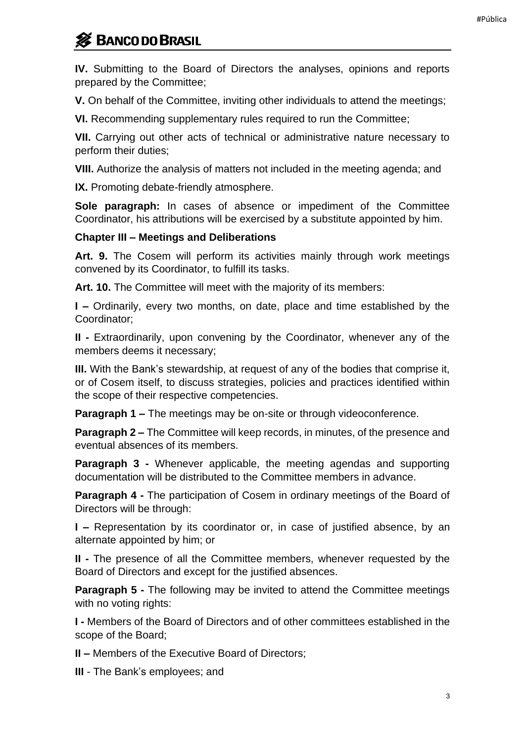**IV.** Submitting to the Board of Directors the analyses, opinions and reports prepared by the Committee;

**V.** On behalf of the Committee, inviting other individuals to attend the meetings;

**VI.** Recommending supplementary rules required to run the Committee;

**VII.** Carrying out other acts of technical or administrative nature necessary to perform their duties;

**VIII.** Authorize the analysis of matters not included in the meeting agenda; and

**IX.** Promoting debate-friendly atmosphere.

**Sole paragraph:** In cases of absence or impediment of the Committee Coordinator, his attributions will be exercised by a substitute appointed by him.

## Chapter III – Meetings and Deliberations

**Art. 9.** The Cosem will perform its activities mainly through work meetings convened by its Coordinator, to fulfill its tasks.

**Art. 10.** The Committee will meet with the majority of its members:

**I –** Ordinarily, every two months, on date, place and time established by the Coordinator;

**II -** Extraordinarily, upon convening by the Coordinator, whenever any of the members deems it necessary;

**III.** With the Bank's stewardship, at request of any of the bodies that comprise it, or of Cosem itself, to discuss strategies, policies and practices identified within the scope of their respective competencies.

**Paragraph 1 –** The meetings may be on-site or through videoconference.

**Paragraph 2 –** The Committee will keep records, in minutes, of the presence and eventual absences of its members.

**Paragraph 3 -** Whenever applicable, the meeting agendas and supporting documentation will be distributed to the Committee members in advance.

**Paragraph 4 -** The participation of Cosem in ordinary meetings of the Board of Directors will be through:

**I –** Representation by its coordinator or, in case of justified absence, by an alternate appointed by him; or

**II -** The presence of all the Committee members, whenever requested by the Board of Directors and except for the justified absences.

**Paragraph 5 -** The following may be invited to attend the Committee meetings with no voting rights:

**I -** Members of the Board of Directors and of other committees established in the scope of the Board;

**II –** Members of the Executive Board of Directors;

**III** - The Bank's employees; and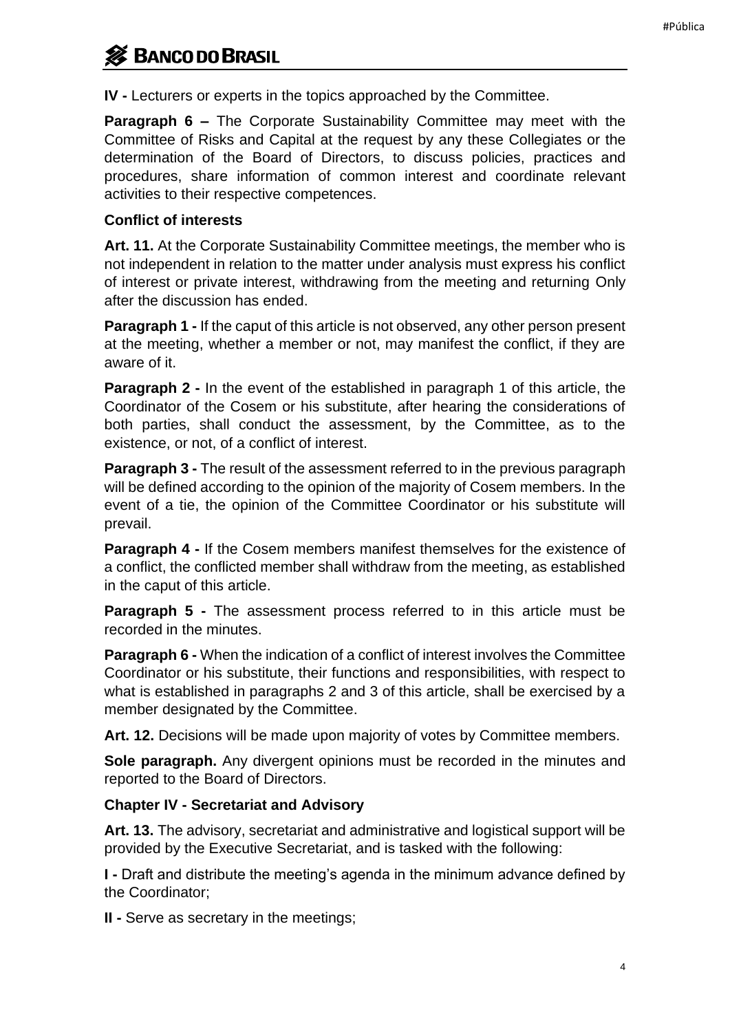**IV -** Lecturers or experts in the topics approached by the Committee.

**Paragraph 6 –** The Corporate Sustainability Committee may meet with the Committee of Risks and Capital at the request by any these Collegiates or the determination of the Board of Directors, to discuss policies, practices and procedures, share information of common interest and coordinate relevant activities to their respective competences.

**Conflict of interests**

**Art. 11.** At the Corporate Sustainability Committee meetings, the member who is not independent in relation to the matter under analysis must express his conflict of interest or private interest, withdrawing from the meeting and returning Only after the discussion has ended.

**Paragraph 1 -** If the caput of this article is not observed, any other person present at the meeting, whether a member or not, may manifest the conflict, if they are aware of it.

**Paragraph 2 -** In the event of the established in paragraph 1 of this article, the Coordinator of the Cosem or his substitute, after hearing the considerations of both parties, shall conduct the assessment, by the Committee, as to the existence, or not, of a conflict of interest.

**Paragraph 3 -** The result of the assessment referred to in the previous paragraph will be defined according to the opinion of the majority of Cosem members. In the event of a tie, the opinion of the Committee Coordinator or his substitute will prevail.

**Paragraph 4 -** If the Cosem members manifest themselves for the existence of a conflict, the conflicted member shall withdraw from the meeting, as established in the caput of this article.

**Paragraph 5 -** The assessment process referred to in this article must be recorded in the minutes.

**Paragraph 6 -** When the indication of a conflict of interest involves the Committee Coordinator or his substitute, their functions and responsibilities, with respect to what is established in paragraphs 2 and 3 of this article, shall be exercised by a member designated by the Committee.

**Art. 12.** Decisions will be made upon majority of votes by Committee members.

**Sole paragraph.** Any divergent opinions must be recorded in the minutes and reported to the Board of Directors.

**Chapter IV - Secretariat and Advisory**

**Art. 13.** The advisory, secretariat and administrative and logistical support will be provided by the Executive Secretariat, and is tasked with the following:

**I -** Draft and distribute the meeting's agenda in the minimum advance defined by the Coordinator;

**II -** Serve as secretary in the meetings;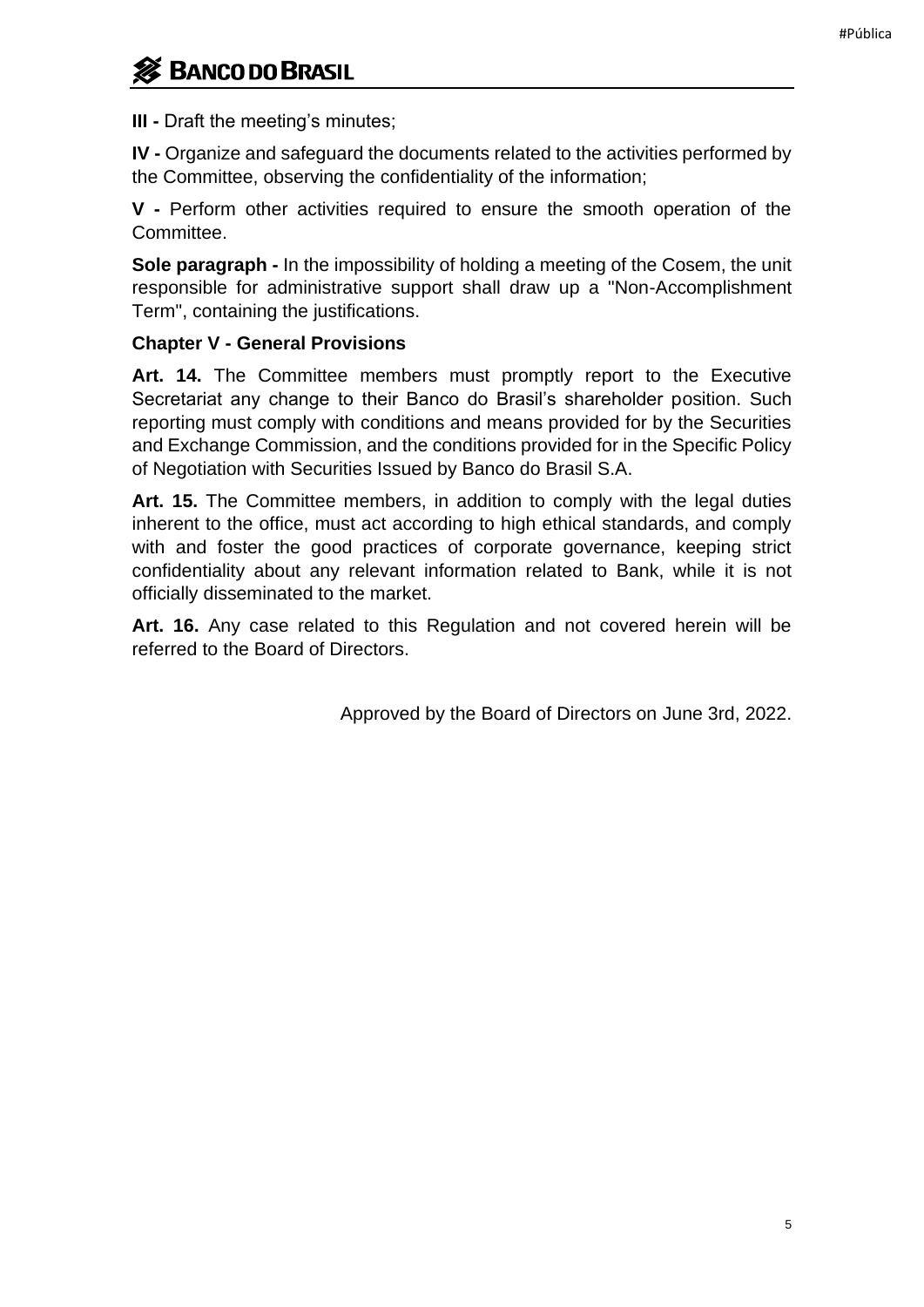**III -** Draft the meeting's minutes;

**IV -** Organize and safeguard the documents related to the activities performed by the Committee, observing the confidentiality of the information;

**V -** Perform other activities required to ensure the smooth operation of the Committee.

**Sole paragraph -** In the impossibility of holding a meeting of the Cosem, the unit responsible for administrative support shall draw up a "Non-Accomplishment Term", containing the justifications.

### Chapter V - General Provisions

**Art. 14.** The Committee members must promptly report to the Executive Secretariat any change to their Banco do Brasil's shareholder position. Such reporting must comply with conditions and means provided for by the Securities and Exchange Commission, and the conditions provided for in the Specific Policy of Negotiation with Securities Issued by Banco do Brasil S.A.

**Art. 15.** The Committee members, in addition to comply with the legal duties inherent to the office, must act according to high ethical standards, and comply with and foster the good practices of corporate governance, keeping strict confidentiality about any relevant information related to Bank, while it is not officially disseminated to the market.

**Art. 16.** Any case related to this Regulation and not covered herein will be referred to the Board of Directors.

Approved by the Board of Directors on June 3rd, 2022.